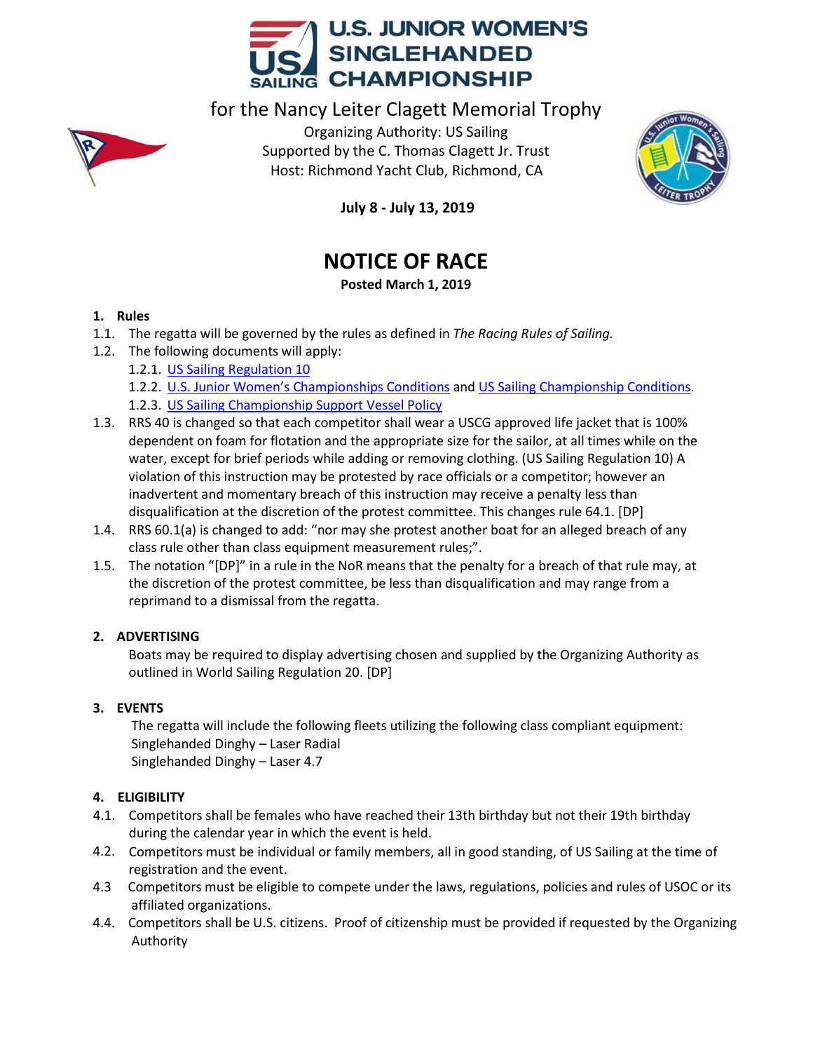# U.S. JUNIOR WOMEN'S SINGLEHANDED CHAMPIONSHIP

for the Nancy Leiter Clagett Memorial Trophy

Organizing Authority: US Sailing
Supported by the C. Thomas Clagett Jr. Trust
Host: Richmond Yacht Club, Richmond, CA

**July 8 - July 13, 2019**

## NOTICE OF RACE

**Posted March 1, 2019**

### 1. Rules

1.1. The regatta will be governed by the rules as defined in *The Racing Rules of Sailing.*

1.2. The following documents will apply:

  1.2.1. US Sailing Regulation 10

  1.2.2. U.S. Junior Women's Championships Conditions and US Sailing Championship Conditions.

  1.2.3. US Sailing Championship Support Vessel Policy

1.3. RRS 40 is changed so that each competitor shall wear a USCG approved life jacket that is 100% dependent on foam for flotation and the appropriate size for the sailor, at all times while on the water, except for brief periods while adding or removing clothing. (US Sailing Regulation 10) A violation of this instruction may be protested by race officials or a competitor; however an inadvertent and momentary breach of this instruction may receive a penalty less than disqualification at the discretion of the protest committee. This changes rule 64.1. [DP]

1.4. RRS 60.1(a) is changed to add: "nor may she protest another boat for an alleged breach of any class rule other than class equipment measurement rules;".

1.5. The notation "[DP]" in a rule in the NoR means that the penalty for a breach of that rule may, at the discretion of the protest committee, be less than disqualification and may range from a reprimand to a dismissal from the regatta.

### 2. ADVERTISING

Boats may be required to display advertising chosen and supplied by the Organizing Authority as outlined in World Sailing Regulation 20. [DP]

### 3. EVENTS

The regatta will include the following fleets utilizing the following class compliant equipment:

Singlehanded Dinghy – Laser Radial

Singlehanded Dinghy – Laser 4.7

### 4. ELIGIBILITY

4.1. Competitors shall be females who have reached their 13th birthday but not their 19th birthday during the calendar year in which the event is held.

4.2. Competitors must be individual or family members, all in good standing, of US Sailing at the time of registration and the event.

4.3 Competitors must be eligible to compete under the laws, regulations, policies and rules of USOC or its affiliated organizations.

4.4. Competitors shall be U.S. citizens. Proof of citizenship must be provided if requested by the Organizing Authority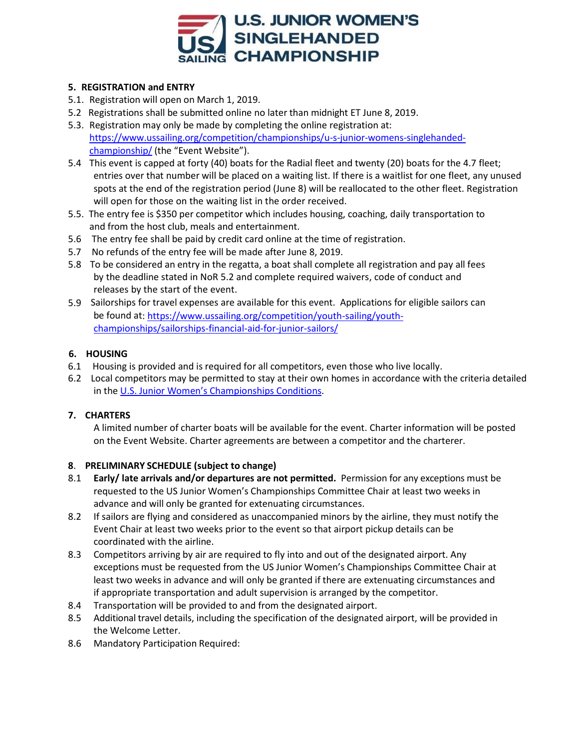## 5. REGISTRATION and ENTRY

5.1. Registration will open on March 1, 2019.

5.2 Registrations shall be submitted online no later than midnight ET June 8, 2019.

5.3. Registration may only be made by completing the online registration at: [https://www.ussailing.org/competition/championships/u-s-junior-womens-singlehanded-championship/](https://www.ussailing.org/competition/championships/u-s-junior-womens-singlehanded-championship/) (the "Event Website").

5.4 This event is capped at forty (40) boats for the Radial fleet and twenty (20) boats for the 4.7 fleet; entries over that number will be placed on a waiting list. If there is a waitlist for one fleet, any unused spots at the end of the registration period (June 8) will be reallocated to the other fleet. Registration will open for those on the waiting list in the order received.

5.5. The entry fee is $350 per competitor which includes housing, coaching, daily transportation to and from the host club, meals and entertainment.

5.6 The entry fee shall be paid by credit card online at the time of registration.

5.7 No refunds of the entry fee will be made after June 8, 2019.

5.8 To be considered an entry in the regatta, a boat shall complete all registration and pay all fees by the deadline stated in NoR 5.2 and complete required waivers, code of conduct and releases by the start of the event.

5.9 Sailorships for travel expenses are available for this event. Applications for eligible sailors can be found at: [https://www.ussailing.org/competition/youth-sailing/youth-championships/sailorships-financial-aid-for-junior-sailors/](https://www.ussailing.org/competition/youth-sailing/youth-championships/sailorships-financial-aid-for-junior-sailors/)

## 6. HOUSING

6.1 Housing is provided and is required for all competitors, even those who live locally.

6.2 Local competitors may be permitted to stay at their own homes in accordance with the criteria detailed in the U.S. Junior Women's Championships Conditions.

## 7. CHARTERS

A limited number of charter boats will be available for the event. Charter information will be posted on the Event Website. Charter agreements are between a competitor and the charterer.

## 8. PRELIMINARY SCHEDULE (subject to change)

8.1 **Early/ late arrivals and/or departures are not permitted.** Permission for any exceptions must be requested to the US Junior Women's Championships Committee Chair at least two weeks in advance and will only be granted for extenuating circumstances.

8.2 If sailors are flying and considered as unaccompanied minors by the airline, they must notify the Event Chair at least two weeks prior to the event so that airport pickup details can be coordinated with the airline.

8.3 Competitors arriving by air are required to fly into and out of the designated airport. Any exceptions must be requested from the US Junior Women's Championships Committee Chair at least two weeks in advance and will only be granted if there are extenuating circumstances and if appropriate transportation and adult supervision is arranged by the competitor.

8.4 Transportation will be provided to and from the designated airport.

8.5 Additional travel details, including the specification of the designated airport, will be provided in the Welcome Letter.

8.6 Mandatory Participation Required: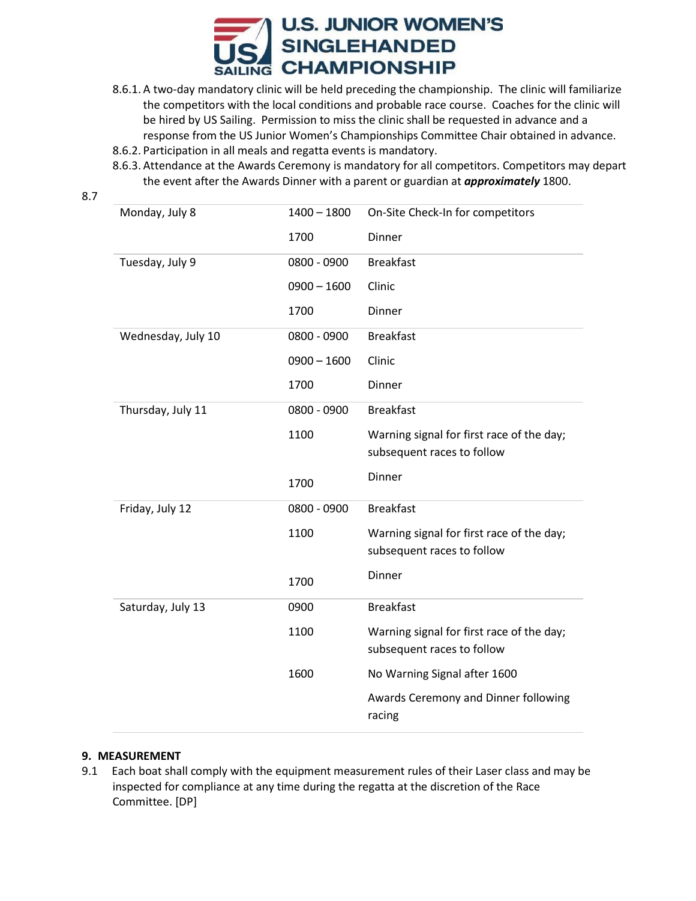8.6.1. A two-day mandatory clinic will be held preceding the championship. The clinic will familiarize the competitors with the local conditions and probable race course. Coaches for the clinic will be hired by US Sailing. Permission to miss the clinic shall be requested in advance and a response from the US Junior Women's Championships Committee Chair obtained in advance.

8.6.2. Participation in all meals and regatta events is mandatory.

8.6.3. Attendance at the Awards Ceremony is mandatory for all competitors. Competitors may depart the event after the Awards Dinner with a parent or guardian at ***approximately*** 1800.

8.7

| | | |
|---|---|---|
| Monday, July 8 | 1400 – 1800 | On-Site Check-In for competitors |
| | 1700 | Dinner |
| Tuesday, July 9 | 0800 - 0900 | Breakfast |
| | 0900 – 1600 | Clinic |
| | 1700 | Dinner |
| Wednesday, July 10 | 0800 - 0900 | Breakfast |
| | 0900 – 1600 | Clinic |
| | 1700 | Dinner |
| Thursday, July 11 | 0800 - 0900 | Breakfast |
| | 1100 | Warning signal for first race of the day; subsequent races to follow |
| | 1700 | Dinner |
| Friday, July 12 | 0800 - 0900 | Breakfast |
| | 1100 | Warning signal for first race of the day; subsequent races to follow |
| | 1700 | Dinner |
| Saturday, July 13 | 0900 | Breakfast |
| | 1100 | Warning signal for first race of the day; subsequent races to follow |
| | 1600 | No Warning Signal after 1600 |
| | | Awards Ceremony and Dinner following racing |

## 9. MEASUREMENT

9.1 Each boat shall comply with the equipment measurement rules of their Laser class and may be inspected for compliance at any time during the regatta at the discretion of the Race Committee. [DP]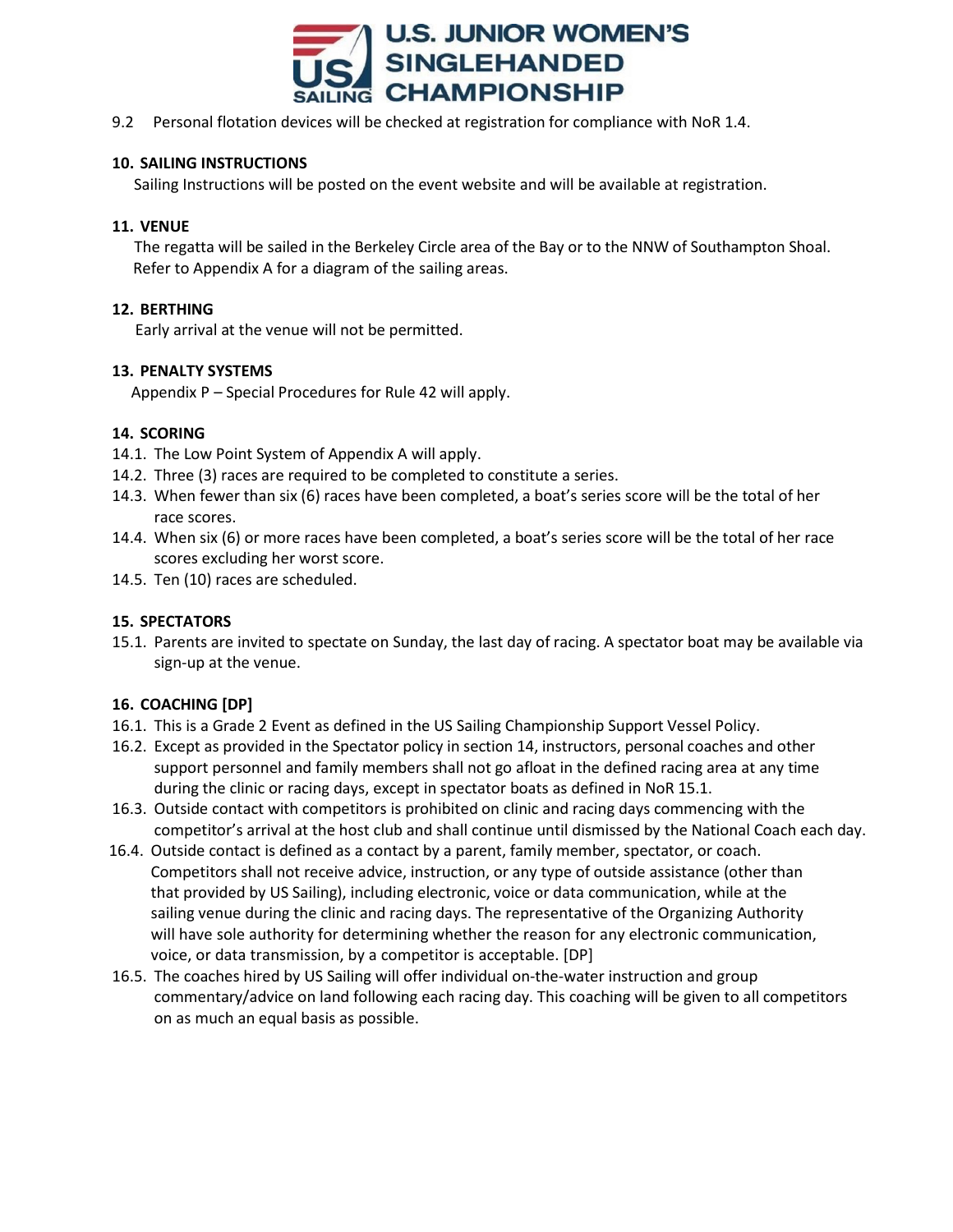9.2 Personal flotation devices will be checked at registration for compliance with NoR 1.4.

## 10. SAILING INSTRUCTIONS

Sailing Instructions will be posted on the event website and will be available at registration.

## 11. VENUE

The regatta will be sailed in the Berkeley Circle area of the Bay or to the NNW of Southampton Shoal. Refer to Appendix A for a diagram of the sailing areas.

## 12. BERTHING

Early arrival at the venue will not be permitted.

## 13. PENALTY SYSTEMS

Appendix P – Special Procedures for Rule 42 will apply.

## 14. SCORING

14.1. The Low Point System of Appendix A will apply.

14.2. Three (3) races are required to be completed to constitute a series.

14.3. When fewer than six (6) races have been completed, a boat's series score will be the total of her race scores.

14.4. When six (6) or more races have been completed, a boat's series score will be the total of her race scores excluding her worst score.

14.5. Ten (10) races are scheduled.

## 15. SPECTATORS

15.1. Parents are invited to spectate on Sunday, the last day of racing. A spectator boat may be available via sign-up at the venue.

## 16. COACHING [DP]

16.1. This is a Grade 2 Event as defined in the US Sailing Championship Support Vessel Policy.

16.2. Except as provided in the Spectator policy in section 14, instructors, personal coaches and other support personnel and family members shall not go afloat in the defined racing area at any time during the clinic or racing days, except in spectator boats as defined in NoR 15.1.

16.3. Outside contact with competitors is prohibited on clinic and racing days commencing with the competitor's arrival at the host club and shall continue until dismissed by the National Coach each day.

16.4. Outside contact is defined as a contact by a parent, family member, spectator, or coach. Competitors shall not receive advice, instruction, or any type of outside assistance (other than that provided by US Sailing), including electronic, voice or data communication, while at the sailing venue during the clinic and racing days. The representative of the Organizing Authority will have sole authority for determining whether the reason for any electronic communication, voice, or data transmission, by a competitor is acceptable. [DP]

16.5. The coaches hired by US Sailing will offer individual on-the-water instruction and group commentary/advice on land following each racing day. This coaching will be given to all competitors on as much an equal basis as possible.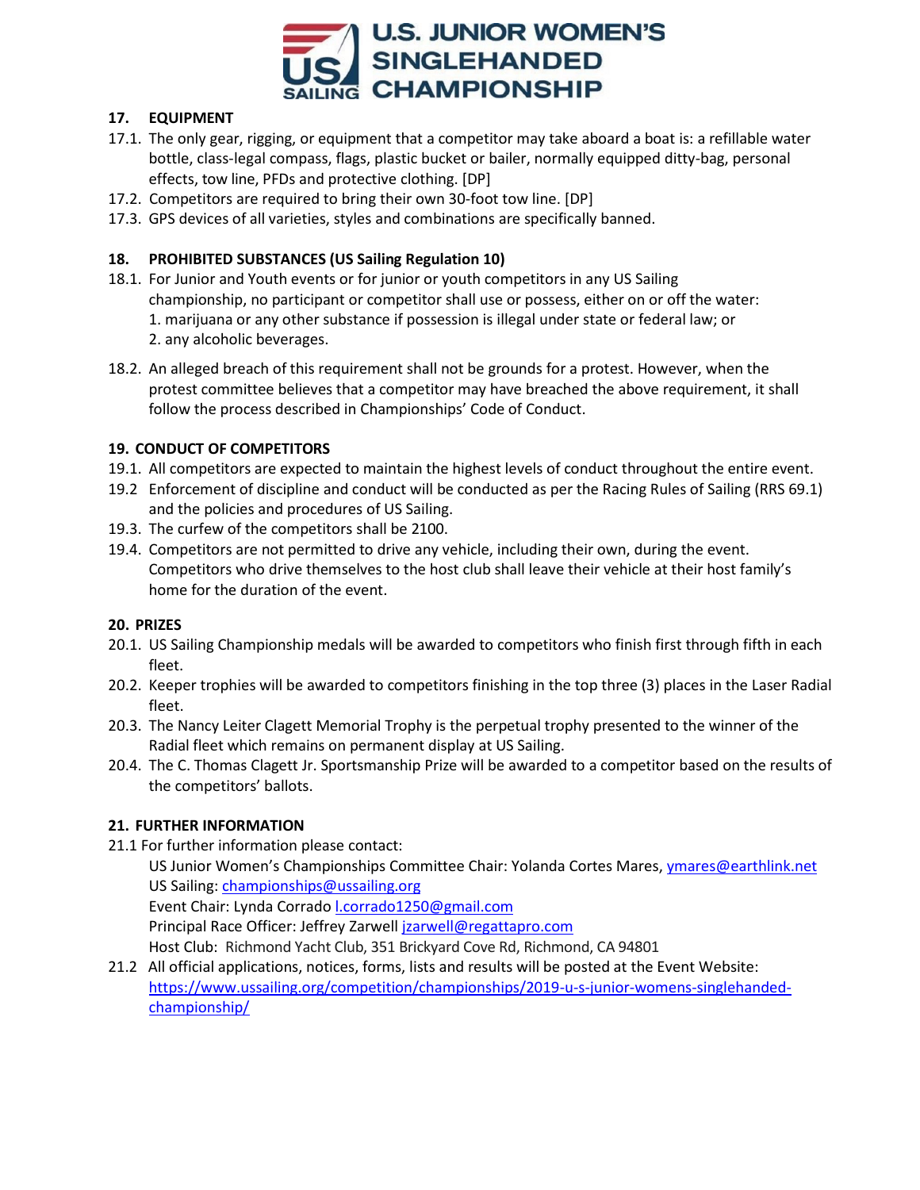## 17. EQUIPMENT

17.1. The only gear, rigging, or equipment that a competitor may take aboard a boat is: a refillable water bottle, class-legal compass, flags, plastic bucket or bailer, normally equipped ditty-bag, personal effects, tow line, PFDs and protective clothing. [DP]

17.2. Competitors are required to bring their own 30-foot tow line. [DP]

17.3. GPS devices of all varieties, styles and combinations are specifically banned.

## 18. PROHIBITED SUBSTANCES (US Sailing Regulation 10)

18.1. For Junior and Youth events or for junior or youth competitors in any US Sailing championship, no participant or competitor shall use or possess, either on or off the water:
1. marijuana or any other substance if possession is illegal under state or federal law; or
2. any alcoholic beverages.

18.2. An alleged breach of this requirement shall not be grounds for a protest. However, when the protest committee believes that a competitor may have breached the above requirement, it shall follow the process described in Championships' Code of Conduct.

## 19. CONDUCT OF COMPETITORS

19.1. All competitors are expected to maintain the highest levels of conduct throughout the entire event.

19.2 Enforcement of discipline and conduct will be conducted as per the Racing Rules of Sailing (RRS 69.1) and the policies and procedures of US Sailing.

19.3. The curfew of the competitors shall be 2100.

19.4. Competitors are not permitted to drive any vehicle, including their own, during the event. Competitors who drive themselves to the host club shall leave their vehicle at their host family's home for the duration of the event.

## 20. PRIZES

20.1. US Sailing Championship medals will be awarded to competitors who finish first through fifth in each fleet.

20.2. Keeper trophies will be awarded to competitors finishing in the top three (3) places in the Laser Radial fleet.

20.3. The Nancy Leiter Clagett Memorial Trophy is the perpetual trophy presented to the winner of the Radial fleet which remains on permanent display at US Sailing.

20.4. The C. Thomas Clagett Jr. Sportsmanship Prize will be awarded to a competitor based on the results of the competitors' ballots.

## 21. FURTHER INFORMATION

21.1 For further information please contact:

US Junior Women's Championships Committee Chair: Yolanda Cortes Mares, ymares@earthlink.net
US Sailing: championships@ussailing.org
Event Chair: Lynda Corrado l.corrado1250@gmail.com
Principal Race Officer: Jeffrey Zarwell jzarwell@regattapro.com
Host Club: Richmond Yacht Club, 351 Brickyard Cove Rd, Richmond, CA 94801

21.2 All official applications, notices, forms, lists and results will be posted at the Event Website: https://www.ussailing.org/competition/championships/2019-u-s-junior-womens-singlehanded-championship/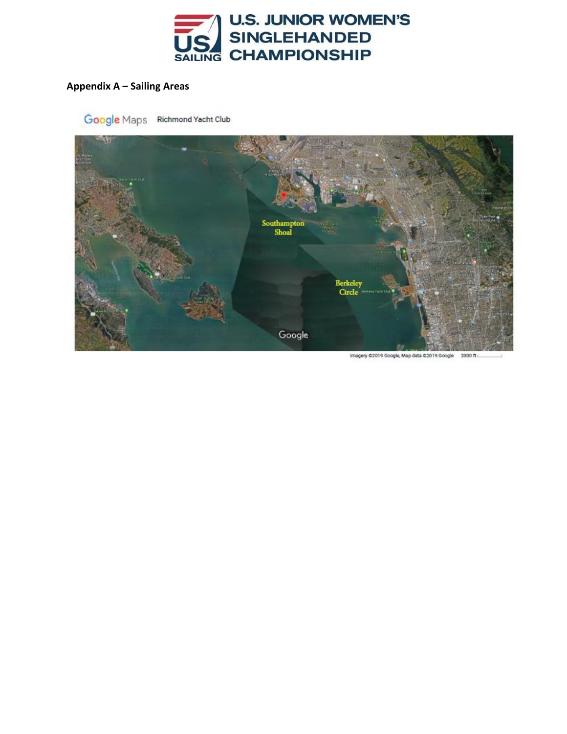## Appendix A – Sailing Areas

Google Maps Richmond Yacht Club

Southampton Shoal

Berkeley Circle

Google

Imagery ©2019 Google, Map data ©2019 Google 2000 ft